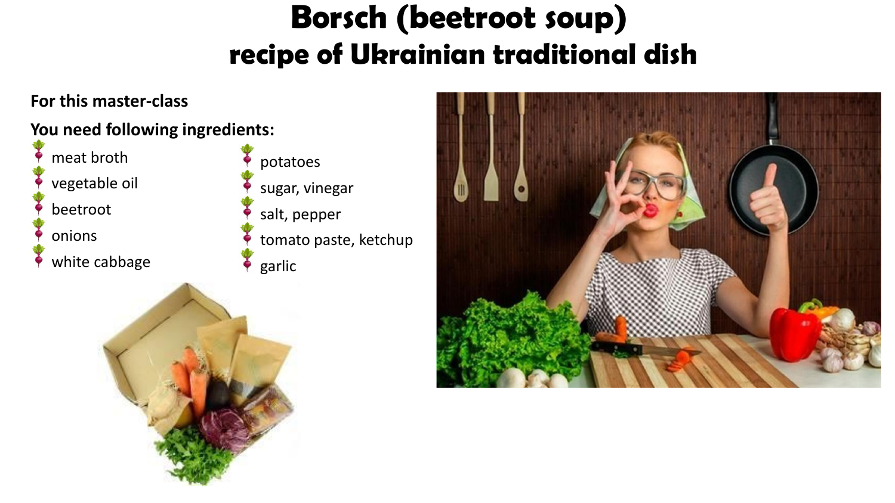# Borsch (beetroot soup)
## recipe of Ukrainian traditional dish

**For this master-class**

**You need following ingredients:**

- meat broth
- vegetable oil
- beetroot
- onions
- white cabbage
- potatoes
- sugar, vinegar
- salt, pepper
- tomato paste, ketchup
- garlic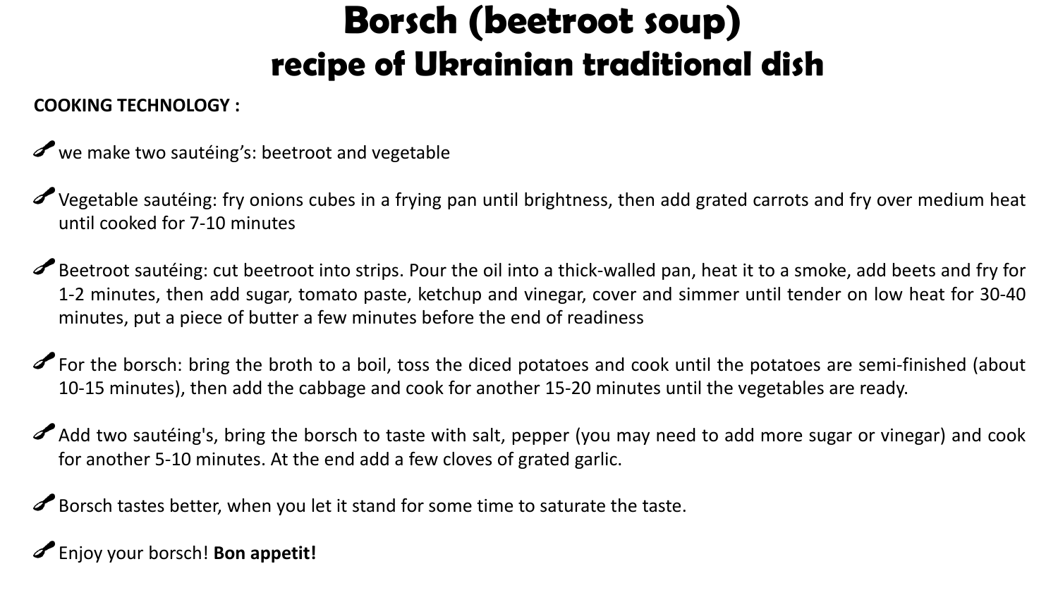# Borsch (beetroot soup)
## recipe of Ukrainian traditional dish

**COOKING TECHNOLOGY :**

- we make two sautéing's: beetroot and vegetable
- Vegetable sautéing: fry onions cubes in a frying pan until brightness, then add grated carrots and fry over medium heat until cooked for 7-10 minutes
- Beetroot sautéing: cut beetroot into strips. Pour the oil into a thick-walled pan, heat it to a smoke, add beets and fry for 1-2 minutes, then add sugar, tomato paste, ketchup and vinegar, cover and simmer until tender on low heat for 30-40 minutes, put a piece of butter a few minutes before the end of readiness
- For the borsch: bring the broth to a boil, toss the diced potatoes and cook until the potatoes are semi-finished (about 10-15 minutes), then add the cabbage and cook for another 15-20 minutes until the vegetables are ready.
- Add two sautéing's, bring the borsch to taste with salt, pepper (you may need to add more sugar or vinegar) and cook for another 5-10 minutes. At the end add a few cloves of grated garlic.
- Borsch tastes better, when you let it stand for some time to saturate the taste.
- Enjoy your borsch! **Bon appetit!**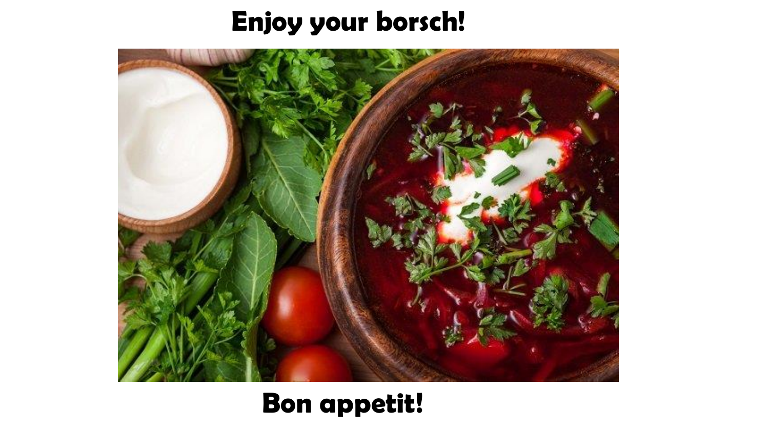# Enjoy your borsch!

# Bon appetit!